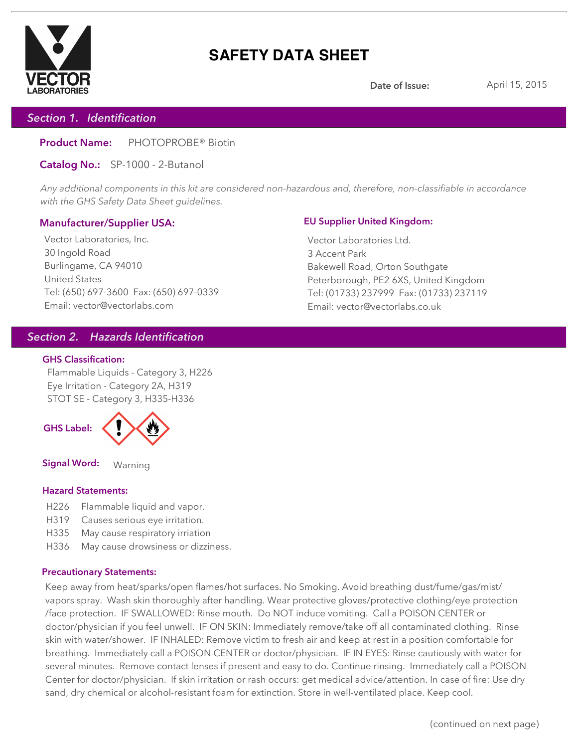VECTOR LABORATORIES

# SAFETY DATA SHEET

**Date of Issue:** April 15, 2015

## *Section 1. Identification*

**Product Name:** PHOTOPROBE® Biotin

**Catalog No.:** SP-1000 - 2-Butanol

*Any additional components in this kit are considered non-hazardous and, therefore, non-classifiable in accordance with the GHS Safety Data Sheet guidelines.*

**Manufacturer/Supplier USA:**

Vector Laboratories, Inc.
30 Ingold Road
Burlingame, CA 94010
United States
Tel: (650) 697-3600 Fax: (650) 697-0339
Email: vector@vectorlabs.com

**EU Supplier United Kingdom:**

Vector Laboratories Ltd.
3 Accent Park
Bakewell Road, Orton Southgate
Peterborough, PE2 6XS, United Kingdom
Tel: (01733) 237999 Fax: (01733) 237119
Email: vector@vectorlabs.co.uk

## *Section 2. Hazards Identification*

**GHS Classification:**

Flammable Liquids - Category 3, H226
Eye Irritation - Category 2A, H319
STOT SE - Category 3, H335-H336

**GHS Label:**

**Signal Word:** Warning

**Hazard Statements:**

H226 Flammable liquid and vapor.
H319 Causes serious eye irritation.
H335 May cause respiratory iriation
H336 May cause drowsiness or dizziness.

**Precautionary Statements:**

Keep away from heat/sparks/open flames/hot surfaces. No Smoking. Avoid breathing dust/fume/gas/mist/vapors spray. Wash skin thoroughly after handling. Wear protective gloves/protective clothing/eye protection /face protection. IF SWALLOWED: Rinse mouth. Do NOT induce vomiting. Call a POISON CENTER or doctor/physician if you feel unwell. IF ON SKIN: Immediately remove/take off all contaminated clothing. Rinse skin with water/shower. IF INHALED: Remove victim to fresh air and keep at rest in a position comfortable for breathing. Immediately call a POISON CENTER or doctor/physician. IF IN EYES: Rinse cautiously with water for several minutes. Remove contact lenses if present and easy to do. Continue rinsing. Immediately call a POISON Center for doctor/physician. If skin irritation or rash occurs: get medical advice/attention. In case of fire: Use dry sand, dry chemical or alcohol-resistant foam for extinction. Store in well-ventilated place. Keep cool.

(continued on next page)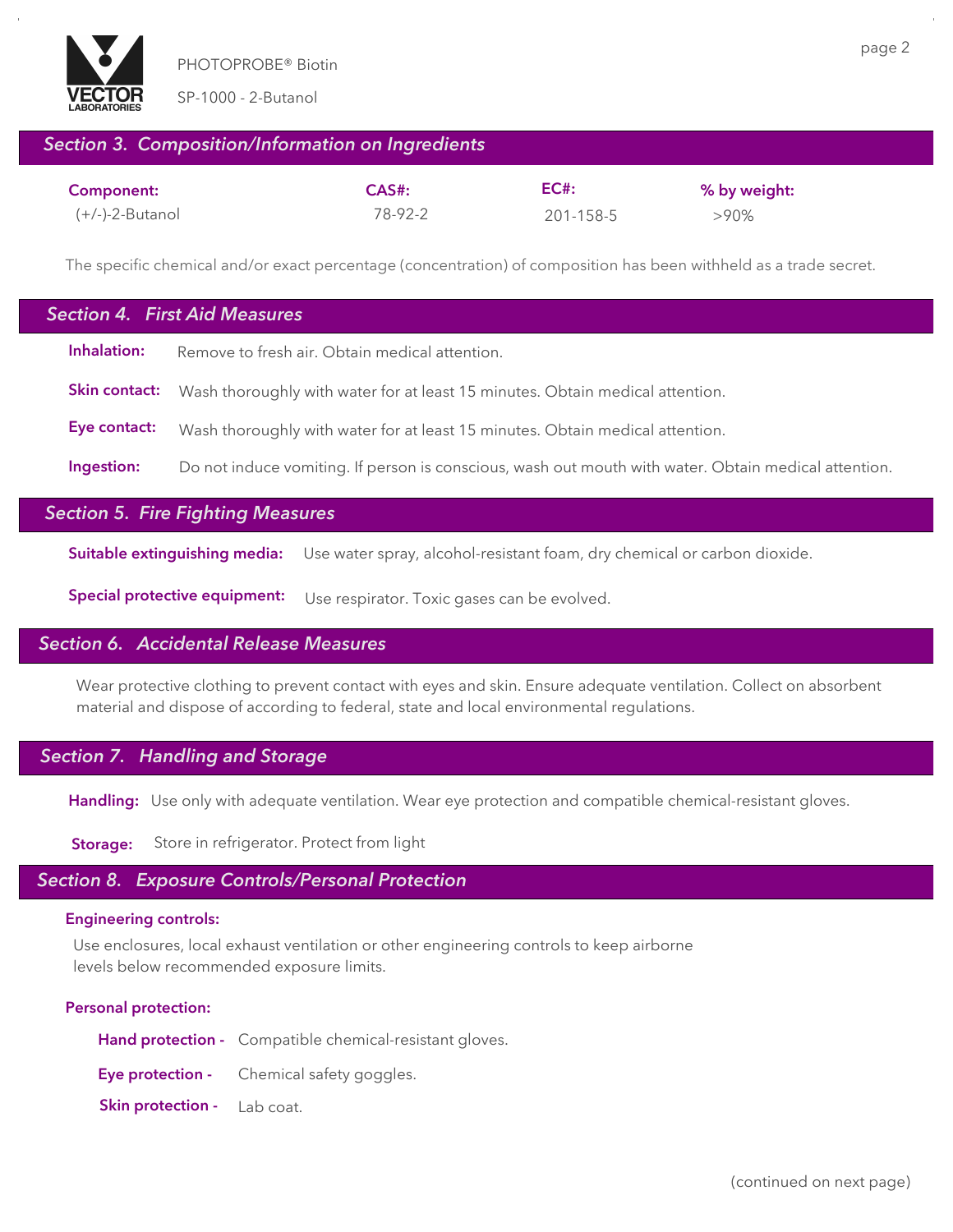PHOTOPROBE® Biotin

SP-1000 - 2-Butanol

## Section 3. Composition/Information on Ingredients

| Component: | CAS#: | EC#: | % by weight: |
|---|---|---|---|
| (+/-)-2-Butanol | 78-92-2 | 201-158-5 | >90% |

The specific chemical and/or exact percentage (concentration) of composition has been withheld as a trade secret.

## Section 4. First Aid Measures

**Inhalation:** Remove to fresh air. Obtain medical attention.

**Skin contact:** Wash thoroughly with water for at least 15 minutes. Obtain medical attention.

**Eye contact:** Wash thoroughly with water for at least 15 minutes. Obtain medical attention.

**Ingestion:** Do not induce vomiting. If person is conscious, wash out mouth with water. Obtain medical attention.

## Section 5. Fire Fighting Measures

**Suitable extinguishing media:** Use water spray, alcohol-resistant foam, dry chemical or carbon dioxide.

**Special protective equipment:** Use respirator. Toxic gases can be evolved.

## Section 6. Accidental Release Measures

Wear protective clothing to prevent contact with eyes and skin. Ensure adequate ventilation. Collect on absorbent material and dispose of according to federal, state and local environmental regulations.

## Section 7. Handling and Storage

**Handling:** Use only with adequate ventilation. Wear eye protection and compatible chemical-resistant gloves.

**Storage:** Store in refrigerator. Protect from light

## Section 8. Exposure Controls/Personal Protection

**Engineering controls:**

Use enclosures, local exhaust ventilation or other engineering controls to keep airborne levels below recommended exposure limits.

**Personal protection:**

**Hand protection -** Compatible chemical-resistant gloves.

**Eye protection -** Chemical safety goggles.

**Skin protection -** Lab coat.

(continued on next page)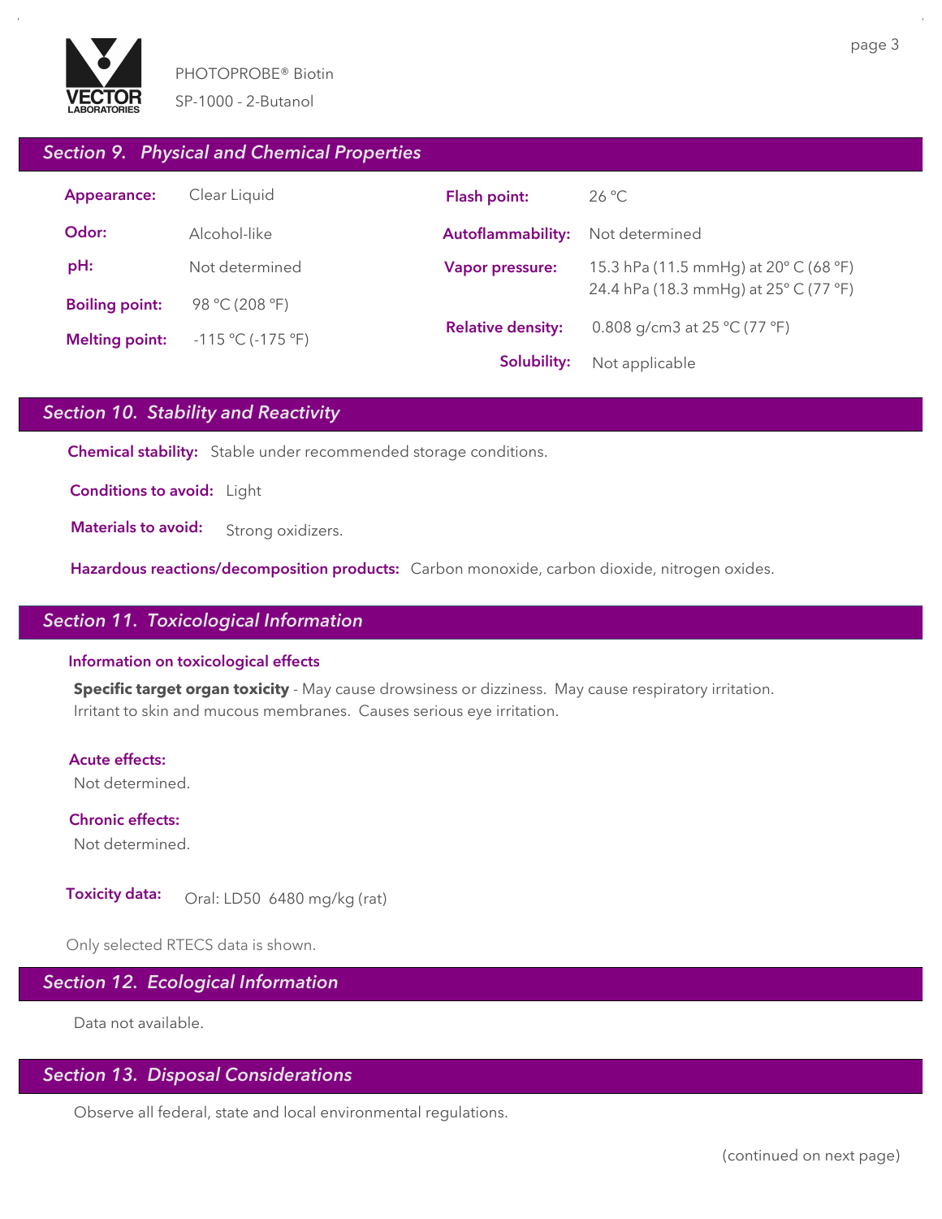## Section 9. Physical and Chemical Properties

| | | | |
|---|---|---|---|
| **Appearance:** | Clear Liquid | **Flash point:** | 26 °C |
| **Odor:** | Alcohol-like | **Autoflammability:** | Not determined |
| **pH:** | Not determined | **Vapor pressure:** | 15.3 hPa (11.5 mmHg) at 20° C (68 °F)<br>24.4 hPa (18.3 mmHg) at 25° C (77 °F) |
| **Boiling point:** | 98 °C (208 °F) | **Relative density:** | 0.808 g/cm3 at 25 °C (77 °F) |
| **Melting point:** | -115 °C (-175 °F) | **Solubility:** | Not applicable |

## Section 10. Stability and Reactivity

**Chemical stability:** Stable under recommended storage conditions.

**Conditions to avoid:** Light

**Materials to avoid:** Strong oxidizers.

**Hazardous reactions/decomposition products:** Carbon monoxide, carbon dioxide, nitrogen oxides.

## Section 11. Toxicological Information

**Information on toxicological effects**

**Specific target organ toxicity** - May cause drowsiness or dizziness. May cause respiratory irritation. Irritant to skin and mucous membranes. Causes serious eye irritation.

**Acute effects:**
Not determined.

**Chronic effects:**
Not determined.

**Toxicity data:** Oral: LD50 6480 mg/kg (rat)

Only selected RTECS data is shown.

## Section 12. Ecological Information

Data not available.

## Section 13. Disposal Considerations

Observe all federal, state and local environmental regulations.

(continued on next page)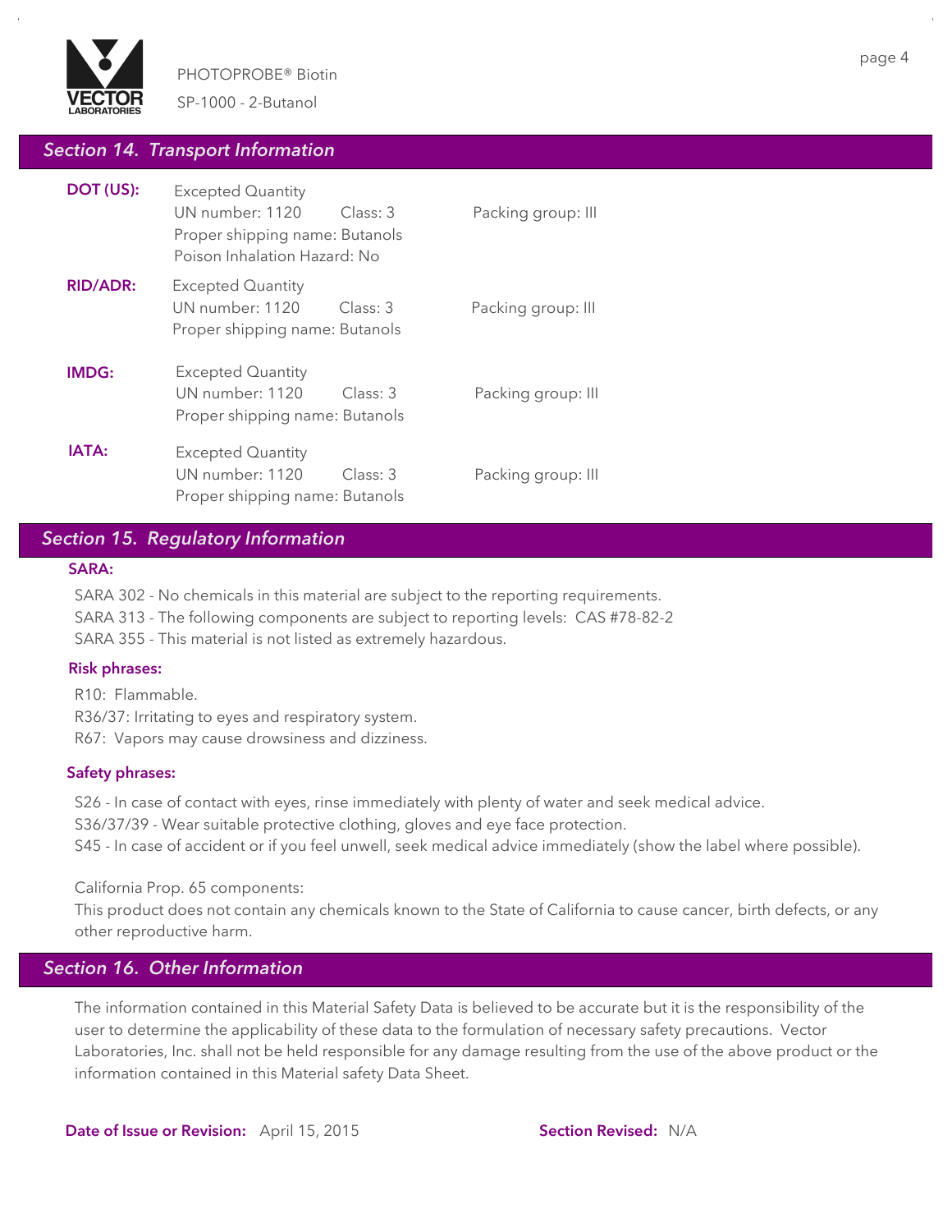## Section 14. Transport Information

**DOT (US):**
Excepted Quantity
UN number: 1120 Class: 3 Packing group: III
Proper shipping name: Butanols
Poison Inhalation Hazard: No

**RID/ADR:**
Excepted Quantity
UN number: 1120 Class: 3 Packing group: III
Proper shipping name: Butanols

**IMDG:**
Excepted Quantity
UN number: 1120 Class: 3 Packing group: III
Proper shipping name: Butanols

**IATA:**
Excepted Quantity
UN number: 1120 Class: 3 Packing group: III
Proper shipping name: Butanols

## Section 15. Regulatory Information

**SARA:**

SARA 302 - No chemicals in this material are subject to the reporting requirements.
SARA 313 - The following components are subject to reporting levels: CAS #78-82-2
SARA 355 - This material is not listed as extremely hazardous.

**Risk phrases:**

R10: Flammable.
R36/37: Irritating to eyes and respiratory system.
R67: Vapors may cause drowsiness and dizziness.

**Safety phrases:**

S26 - In case of contact with eyes, rinse immediately with plenty of water and seek medical advice.
S36/37/39 - Wear suitable protective clothing, gloves and eye face protection.
S45 - In case of accident or if you feel unwell, seek medical advice immediately (show the label where possible).

California Prop. 65 components:
This product does not contain any chemicals known to the State of California to cause cancer, birth defects, or any other reproductive harm.

## Section 16. Other Information

The information contained in this Material Safety Data is believed to be accurate but it is the responsibility of the user to determine the applicability of these data to the formulation of necessary safety precautions. Vector Laboratories, Inc. shall not be held responsible for any damage resulting from the use of the above product or the information contained in this Material safety Data Sheet.

**Date of Issue or Revision:** April 15, 2015 **Section Revised:** N/A